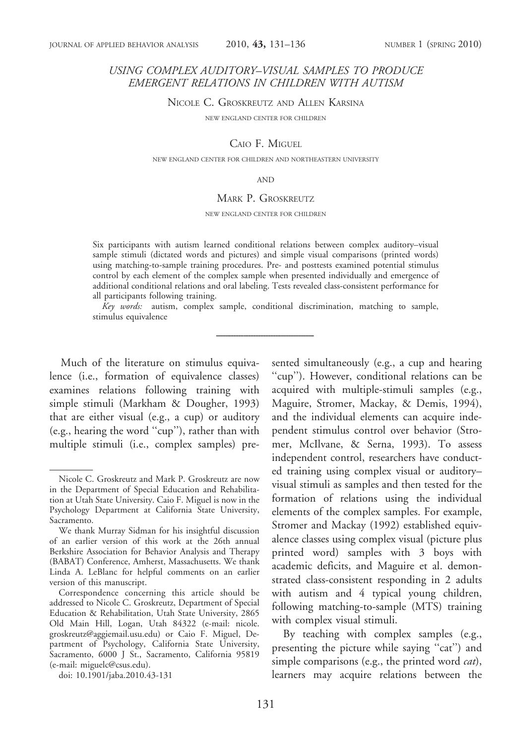# USING COMPLEX AUDITORY–VISUAL SAMPLES TO PRODUCE EMERGENT RELATIONS IN CHILDREN WITH AUTISM

NICOLE C. GROSKREUTZ AND ALLEN KARSINA

NEW ENGLAND CENTER FOR CHILDREN

CAIO F. MIGUEL

NEW ENGLAND CENTER FOR CHILDREN AND NORTHEASTERN UNIVERSITY

AND

MARK P. GROSKREUTZ

NEW ENGLAND CENTER FOR CHILDREN

Six participants with autism learned conditional relations between complex auditory–visual sample stimuli (dictated words and pictures) and simple visual comparisons (printed words) using matching-to-sample training procedures. Pre- and posttests examined potential stimulus control by each element of the complex sample when presented individually and emergence of additional conditional relations and oral labeling. Tests revealed class-consistent performance for all participants following training.

*Key words:* autism, complex sample, conditional discrimination, matching to sample, stimulus equivalence

---

Much of the literature on stimulus equivalence (i.e., formation of equivalence classes) examines relations following training with simple stimuli (Markham & Dougher, 1993) that are either visual (e.g., a cup) or auditory (e.g., hearing the word "cup"), rather than with multiple stimuli (i.e., complex samples) presented simultaneously (e.g., a cup and hearing "cup"). However, conditional relations can be acquired with multiple-stimuli samples (e.g., Maguire, Stromer, Mackay, & Demis, 1994), and the individual elements can acquire independent stimulus control over behavior (Stromer, McIlvane, & Serna, 1993). To assess independent control, researchers have conducted training using complex visual or auditory–visual stimuli as samples and then tested for the formation of relations using the individual elements of the complex samples. For example, Stromer and Mackay (1992) established equivalence classes using complex visual (picture plus printed word) samples with 3 boys with academic deficits, and Maguire et al. demonstrated class-consistent responding in 2 adults with autism and 4 typical young children, following matching-to-sample (MTS) training with complex visual stimuli.

By teaching with complex samples (e.g., presenting the picture while saying "cat") and simple comparisons (e.g., the printed word *cat*), learners may acquire relations between the

---

Nicole C. Groskreutz and Mark P. Groskreutz are now in the Department of Special Education and Rehabilitation at Utah State University. Caio F. Miguel is now in the Psychology Department at California State University, Sacramento.

We thank Murray Sidman for his insightful discussion of an earlier version of this work at the 26th annual Berkshire Association for Behavior Analysis and Therapy (BABAT) Conference, Amherst, Massachusetts. We thank Linda A. LeBlanc for helpful comments on an earlier version of this manuscript.

Correspondence concerning this article should be addressed to Nicole C. Groskreutz, Department of Special Education & Rehabilitation, Utah State University, 2865 Old Main Hill, Logan, Utah 84322 (e-mail: nicole.groskreutz@aggiemail.usu.edu) or Caio F. Miguel, Department of Psychology, California State University, Sacramento, 6000 J St., Sacramento, California 95819 (e-mail: miguelc@csus.edu).

doi: 10.1901/jaba.2010.43-131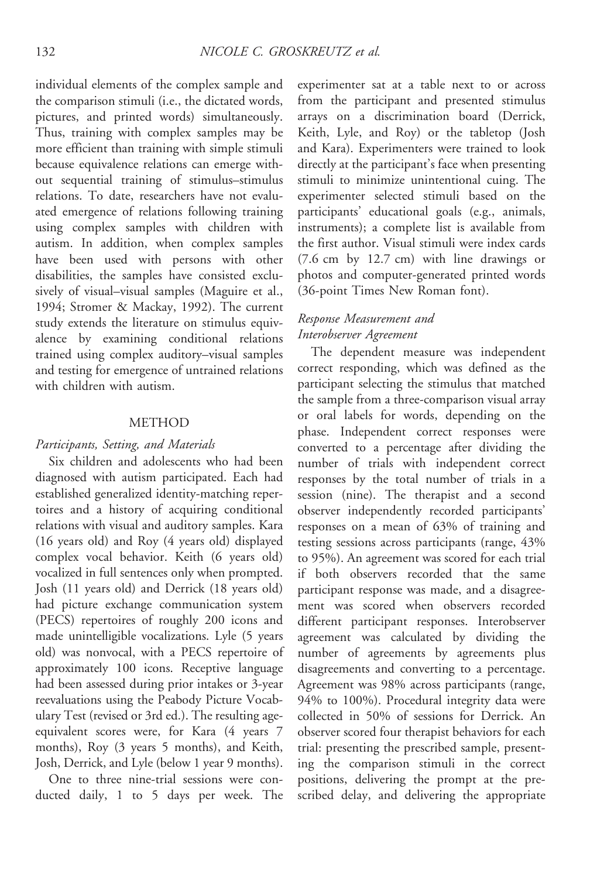individual elements of the complex sample and the comparison stimuli (i.e., the dictated words, pictures, and printed words) simultaneously. Thus, training with complex samples may be more efficient than training with simple stimuli because equivalence relations can emerge without sequential training of stimulus–stimulus relations. To date, researchers have not evaluated emergence of relations following training using complex samples with children with autism. In addition, when complex samples have been used with persons with other disabilities, the samples have consisted exclusively of visual–visual samples (Maguire et al., 1994; Stromer & Mackay, 1992). The current study extends the literature on stimulus equivalence by examining conditional relations trained using complex auditory–visual samples and testing for emergence of untrained relations with children with autism.

## METHOD

### *Participants, Setting, and Materials*

Six children and adolescents who had been diagnosed with autism participated. Each had established generalized identity-matching repertoires and a history of acquiring conditional relations with visual and auditory samples. Kara (16 years old) and Roy (4 years old) displayed complex vocal behavior. Keith (6 years old) vocalized in full sentences only when prompted. Josh (11 years old) and Derrick (18 years old) had picture exchange communication system (PECS) repertoires of roughly 200 icons and made unintelligible vocalizations. Lyle (5 years old) was nonvocal, with a PECS repertoire of approximately 100 icons. Receptive language had been assessed during prior intakes or 3-year reevaluations using the Peabody Picture Vocabulary Test (revised or 3rd ed.). The resulting age-equivalent scores were, for Kara (4 years 7 months), Roy (3 years 5 months), and Keith, Josh, Derrick, and Lyle (below 1 year 9 months).

One to three nine-trial sessions were conducted daily, 1 to 5 days per week. The experimenter sat at a table next to or across from the participant and presented stimulus arrays on a discrimination board (Derrick, Keith, Lyle, and Roy) or the tabletop (Josh and Kara). Experimenters were trained to look directly at the participant's face when presenting stimuli to minimize unintentional cuing. The experimenter selected stimuli based on the participants' educational goals (e.g., animals, instruments); a complete list is available from the first author. Visual stimuli were index cards (7.6 cm by 12.7 cm) with line drawings or photos and computer-generated printed words (36-point Times New Roman font).

### *Response Measurement and Interobserver Agreement*

The dependent measure was independent correct responding, which was defined as the participant selecting the stimulus that matched the sample from a three-comparison visual array or oral labels for words, depending on the phase. Independent correct responses were converted to a percentage after dividing the number of trials with independent correct responses by the total number of trials in a session (nine). The therapist and a second observer independently recorded participants' responses on a mean of 63% of training and testing sessions across participants (range, 43% to 95%). An agreement was scored for each trial if both observers recorded that the same participant response was made, and a disagreement was scored when observers recorded different participant responses. Interobserver agreement was calculated by dividing the number of agreements by agreements plus disagreements and converting to a percentage. Agreement was 98% across participants (range, 94% to 100%). Procedural integrity data were collected in 50% of sessions for Derrick. An observer scored four therapist behaviors for each trial: presenting the prescribed sample, presenting the comparison stimuli in the correct positions, delivering the prompt at the prescribed delay, and delivering the appropriate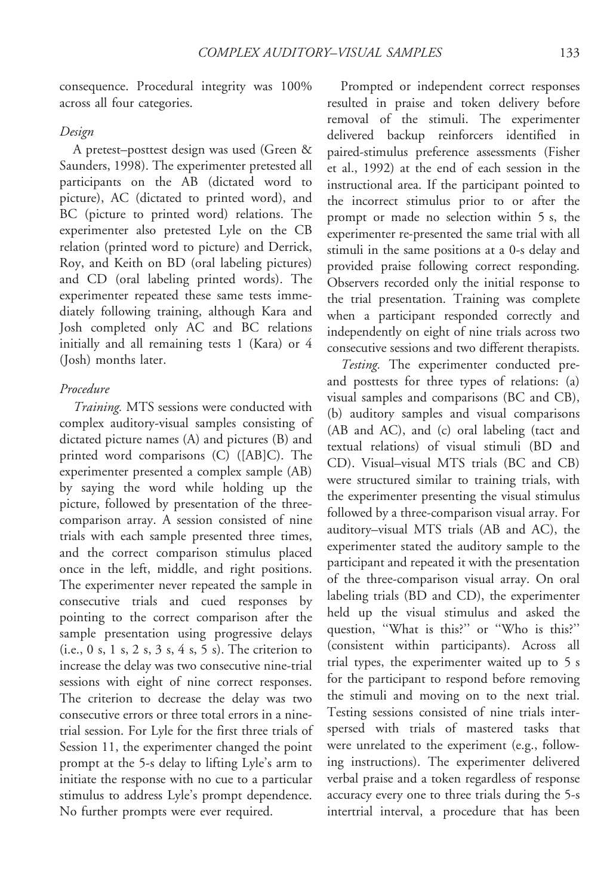consequence. Procedural integrity was 100% across all four categories.

### *Design*

A pretest–posttest design was used (Green & Saunders, 1998). The experimenter pretested all participants on the AB (dictated word to picture), AC (dictated to printed word), and BC (picture to printed word) relations. The experimenter also pretested Lyle on the CB relation (printed word to picture) and Derrick, Roy, and Keith on BD (oral labeling pictures) and CD (oral labeling printed words). The experimenter repeated these same tests immediately following training, although Kara and Josh completed only AC and BC relations initially and all remaining tests 1 (Kara) or 4 (Josh) months later.

### *Procedure*

*Training.* MTS sessions were conducted with complex auditory-visual samples consisting of dictated picture names (A) and pictures (B) and printed word comparisons (C) ([AB]C). The experimenter presented a complex sample (AB) by saying the word while holding up the picture, followed by presentation of the three-comparison array. A session consisted of nine trials with each sample presented three times, and the correct comparison stimulus placed once in the left, middle, and right positions. The experimenter never repeated the sample in consecutive trials and cued responses by pointing to the correct comparison after the sample presentation using progressive delays (i.e., 0 s, 1 s, 2 s, 3 s, 4 s, 5 s). The criterion to increase the delay was two consecutive nine-trial sessions with eight of nine correct responses. The criterion to decrease the delay was two consecutive errors or three total errors in a nine-trial session. For Lyle for the first three trials of Session 11, the experimenter changed the point prompt at the 5-s delay to lifting Lyle's arm to initiate the response with no cue to a particular stimulus to address Lyle's prompt dependence. No further prompts were ever required.

Prompted or independent correct responses resulted in praise and token delivery before removal of the stimuli. The experimenter delivered backup reinforcers identified in paired-stimulus preference assessments (Fisher et al., 1992) at the end of each session in the instructional area. If the participant pointed to the incorrect stimulus prior to or after the prompt or made no selection within 5 s, the experimenter re-presented the same trial with all stimuli in the same positions at a 0-s delay and provided praise following correct responding. Observers recorded only the initial response to the trial presentation. Training was complete when a participant responded correctly and independently on eight of nine trials across two consecutive sessions and two different therapists.

*Testing.* The experimenter conducted pre- and posttests for three types of relations: (a) visual samples and comparisons (BC and CB), (b) auditory samples and visual comparisons (AB and AC), and (c) oral labeling (tact and textual relations) of visual stimuli (BD and CD). Visual–visual MTS trials (BC and CB) were structured similar to training trials, with the experimenter presenting the visual stimulus followed by a three-comparison visual array. For auditory–visual MTS trials (AB and AC), the experimenter stated the auditory sample to the participant and repeated it with the presentation of the three-comparison visual array. On oral labeling trials (BD and CD), the experimenter held up the visual stimulus and asked the question, "What is this?" or "Who is this?" (consistent within participants). Across all trial types, the experimenter waited up to 5 s for the participant to respond before removing the stimuli and moving on to the next trial. Testing sessions consisted of nine trials interspersed with trials of mastered tasks that were unrelated to the experiment (e.g., following instructions). The experimenter delivered verbal praise and a token regardless of response accuracy every one to three trials during the 5-s intertrial interval, a procedure that has been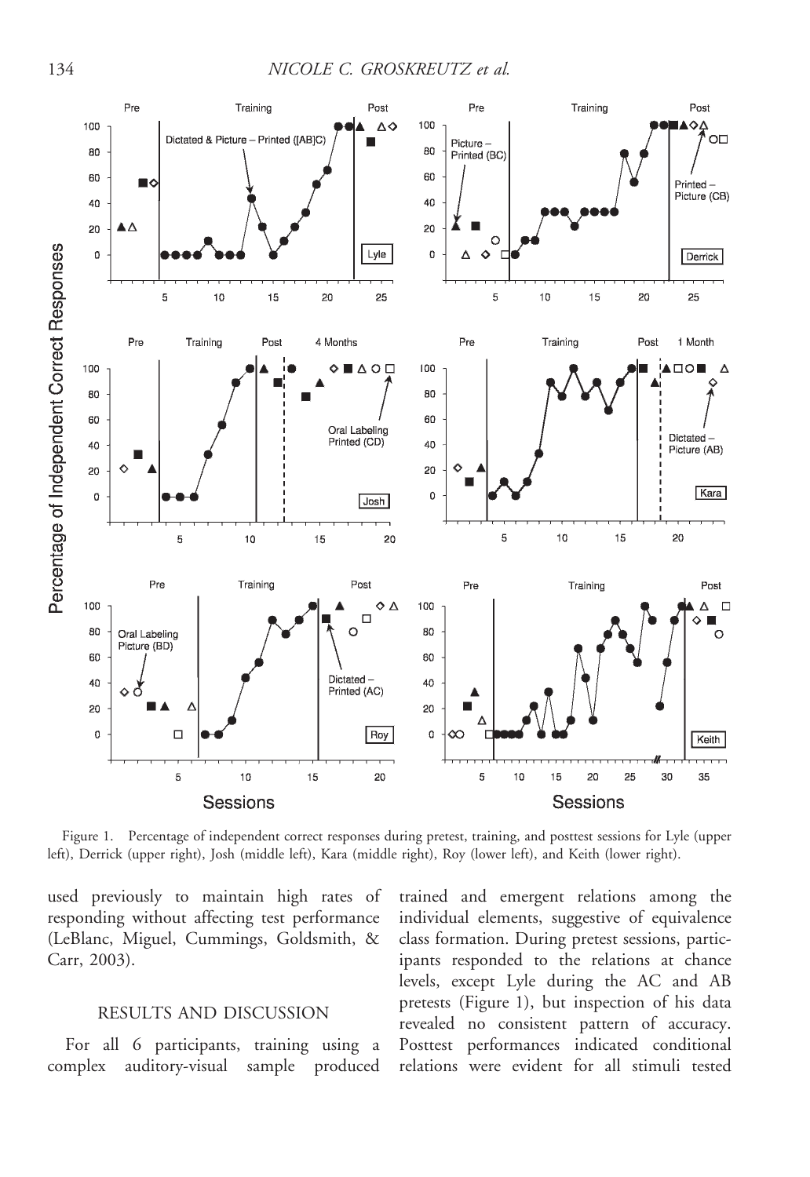Figure 1. Percentage of independent correct responses during pretest, training, and posttest sessions for Lyle (upper left), Derrick (upper right), Josh (middle left), Kara (middle right), Roy (lower left), and Keith (lower right).

used previously to maintain high rates of responding without affecting test performance (LeBlanc, Miguel, Cummings, Goldsmith, & Carr, 2003).

## RESULTS AND DISCUSSION

For all 6 participants, training using a complex auditory-visual sample produced trained and emergent relations among the individual elements, suggestive of equivalence class formation. During pretest sessions, participants responded to the relations at chance levels, except Lyle during the AC and AB pretests (Figure 1), but inspection of his data revealed no consistent pattern of accuracy. Posttest performances indicated conditional relations were evident for all stimuli tested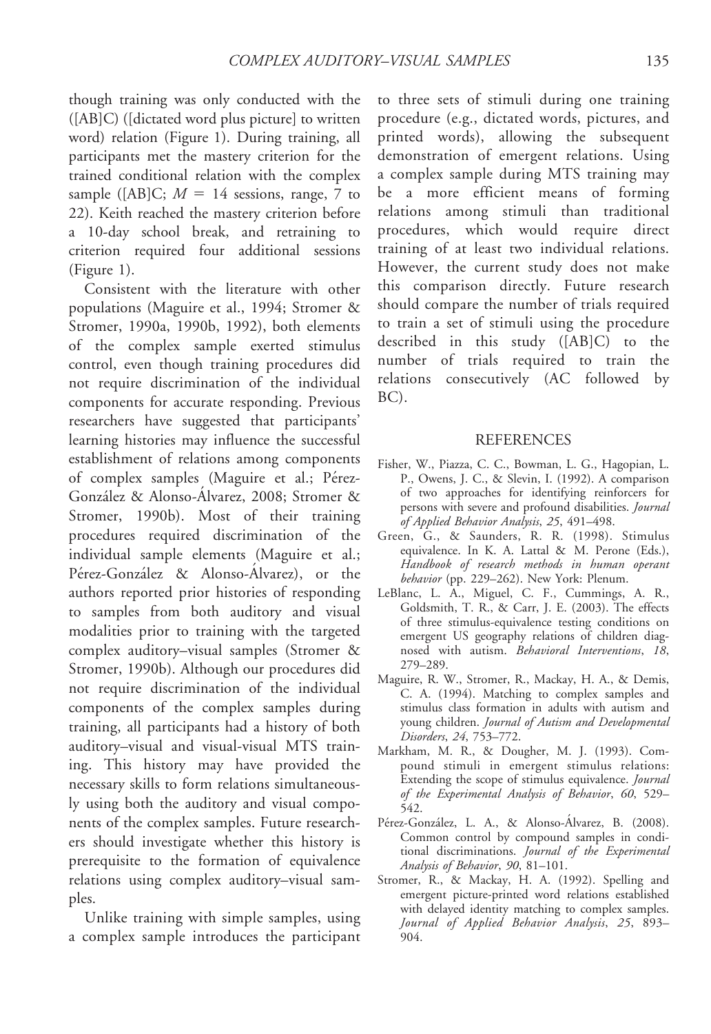though training was only conducted with the ([AB]C) ([dictated word plus picture] to written word) relation (Figure 1). During training, all participants met the mastery criterion for the trained conditional relation with the complex sample ([AB]C; $M = 14$ sessions, range, 7 to 22). Keith reached the mastery criterion before a 10-day school break, and retraining to criterion required four additional sessions (Figure 1).

Consistent with the literature with other populations (Maguire et al., 1994; Stromer & Stromer, 1990a, 1990b, 1992), both elements of the complex sample exerted stimulus control, even though training procedures did not require discrimination of the individual components for accurate responding. Previous researchers have suggested that participants' learning histories may influence the successful establishment of relations among components of complex samples (Maguire et al.; Pérez-González & Alonso-Álvarez, 2008; Stromer & Stromer, 1990b). Most of their training procedures required discrimination of the individual sample elements (Maguire et al.; Pérez-González & Alonso-Álvarez), or the authors reported prior histories of responding to samples from both auditory and visual modalities prior to training with the targeted complex auditory–visual samples (Stromer & Stromer, 1990b). Although our procedures did not require discrimination of the individual components of the complex samples during training, all participants had a history of both auditory–visual and visual-visual MTS training. This history may have provided the necessary skills to form relations simultaneously using both the auditory and visual components of the complex samples. Future researchers should investigate whether this history is prerequisite to the formation of equivalence relations using complex auditory–visual samples.

Unlike training with simple samples, using a complex sample introduces the participant to three sets of stimuli during one training procedure (e.g., dictated words, pictures, and printed words), allowing the subsequent demonstration of emergent relations. Using a complex sample during MTS training may be a more efficient means of forming relations among stimuli than traditional procedures, which would require direct training of at least two individual relations. However, the current study does not make this comparison directly. Future research should compare the number of trials required to train a set of stimuli using the procedure described in this study ([AB]C) to the number of trials required to train the relations consecutively (AC followed by BC).

## REFERENCES

Fisher, W., Piazza, C. C., Bowman, L. G., Hagopian, L. P., Owens, J. C., & Slevin, I. (1992). A comparison of two approaches for identifying reinforcers for persons with severe and profound disabilities. *Journal of Applied Behavior Analysis*, *25*, 491–498.

Green, G., & Saunders, R. R. (1998). Stimulus equivalence. In K. A. Lattal & M. Perone (Eds.), *Handbook of research methods in human operant behavior* (pp. 229–262). New York: Plenum.

LeBlanc, L. A., Miguel, C. F., Cummings, A. R., Goldsmith, T. R., & Carr, J. E. (2003). The effects of three stimulus-equivalence testing conditions on emergent US geography relations of children diagnosed with autism. *Behavioral Interventions*, *18*, 279–289.

Maguire, R. W., Stromer, R., Mackay, H. A., & Demis, C. A. (1994). Matching to complex samples and stimulus class formation in adults with autism and young children. *Journal of Autism and Developmental Disorders*, *24*, 753–772.

Markham, M. R., & Dougher, M. J. (1993). Compound stimuli in emergent stimulus relations: Extending the scope of stimulus equivalence. *Journal of the Experimental Analysis of Behavior*, *60*, 529–542.

Pérez-González, L. A., & Alonso-Álvarez, B. (2008). Common control by compound samples in conditional discriminations. *Journal of the Experimental Analysis of Behavior*, *90*, 81–101.

Stromer, R., & Mackay, H. A. (1992). Spelling and emergent picture-printed word relations established with delayed identity matching to complex samples. *Journal of Applied Behavior Analysis*, *25*, 893–904.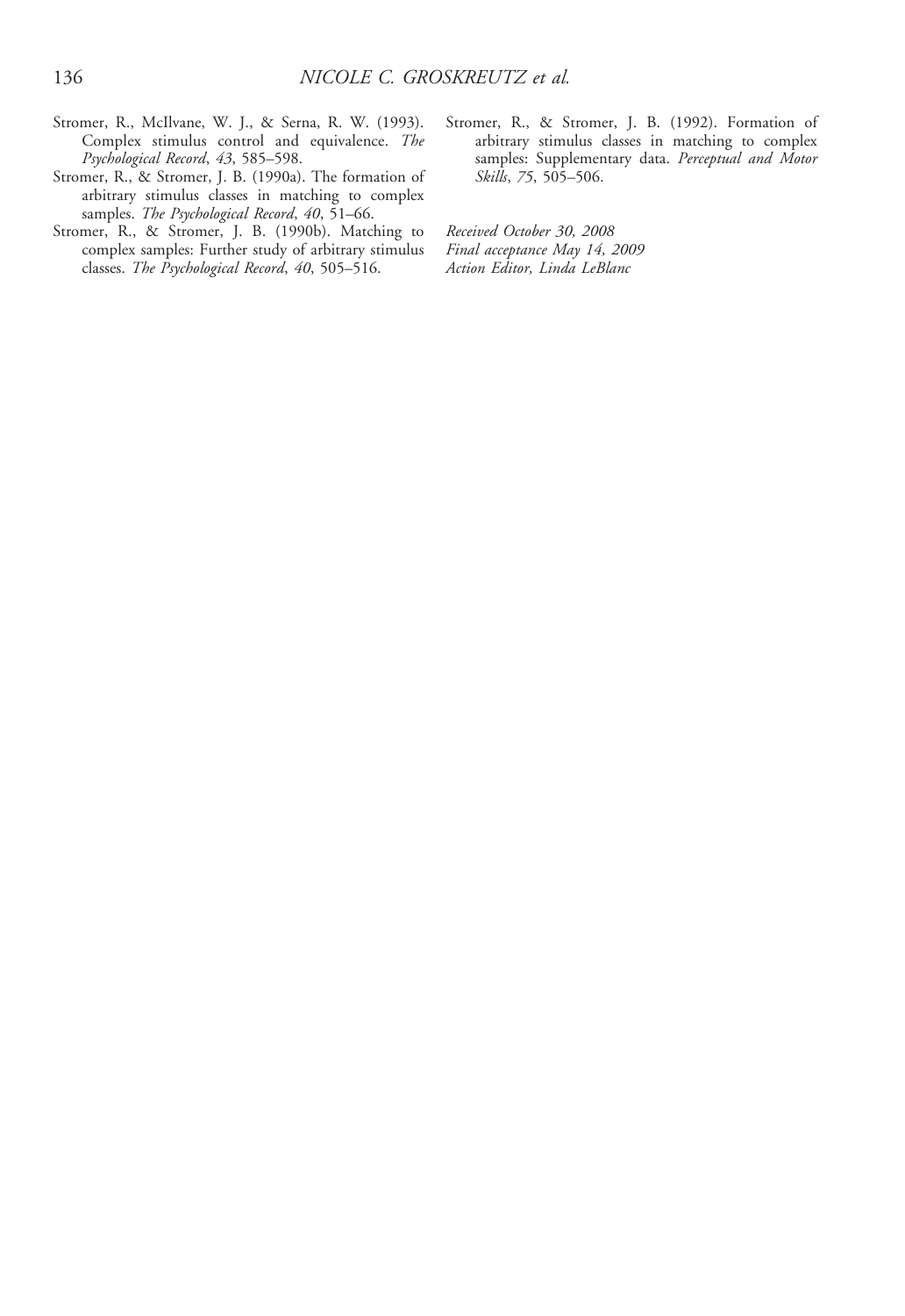Stromer, R., McIlvane, W. J., & Serna, R. W. (1993). Complex stimulus control and equivalence. *The Psychological Record*, *43*, 585–598.

Stromer, R., & Stromer, J. B. (1990a). The formation of arbitrary stimulus classes in matching to complex samples. *The Psychological Record*, *40*, 51–66.

Stromer, R., & Stromer, J. B. (1990b). Matching to complex samples: Further study of arbitrary stimulus classes. *The Psychological Record*, *40*, 505–516.

Stromer, R., & Stromer, J. B. (1992). Formation of arbitrary stimulus classes in matching to complex samples: Supplementary data. *Perceptual and Motor Skills*, *75*, 505–506.

*Received October 30, 2008*
*Final acceptance May 14, 2009*
*Action Editor, Linda LeBlanc*